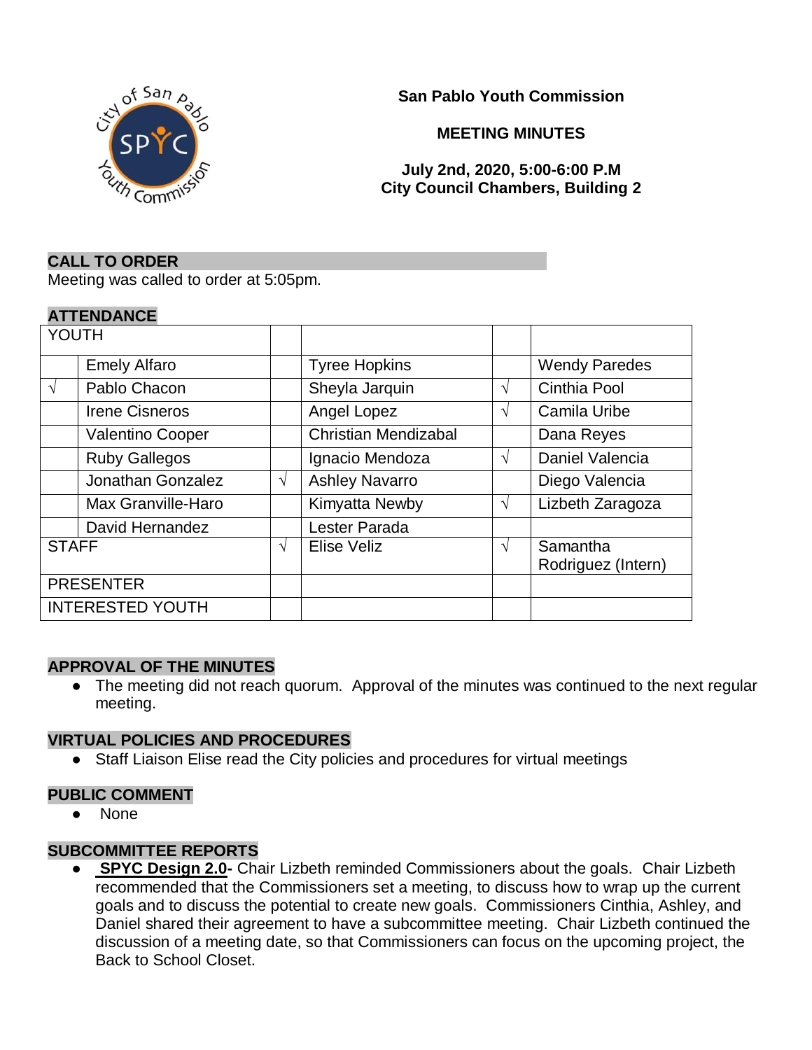**San Pablo Youth Commission**

**MEETING MINUTES**

**July 2nd, 2020, 5:00-6:00 P.M**
**City Council Chambers, Building 2**

## CALL TO ORDER

Meeting was called to order at 5:05pm.

## ATTENDANCE

| YOUTH | | | | | |
|---|---|---|---|---|---|
| | Emely Alfaro | | Tyree Hopkins | | Wendy Paredes |
| √ | Pablo Chacon | | Sheyla Jarquin | √ | Cinthia Pool |
| | Irene Cisneros | | Angel Lopez | √ | Camila Uribe |
| | Valentino Cooper | | Christian Mendizabal | | Dana Reyes |
| | Ruby Gallegos | | Ignacio Mendoza | √ | Daniel Valencia |
| | Jonathan Gonzalez | √ | Ashley Navarro | | Diego Valencia |
| | Max Granville-Haro | | Kimyatta Newby | √ | Lizbeth Zaragoza |
| | David Hernandez | | Lester Parada | | |
| STAFF | | √ | Elise Veliz | √ | Samantha Rodriguez (Intern) |
| PRESENTER | | | | | |
| INTERESTED YOUTH | | | | | |

## APPROVAL OF THE MINUTES

- The meeting did not reach quorum. Approval of the minutes was continued to the next regular meeting.

## VIRTUAL POLICIES AND PROCEDURES

- Staff Liaison Elise read the City policies and procedures for virtual meetings

## PUBLIC COMMENT

- None

## SUBCOMMITTEE REPORTS

- **SPYC Design 2.0-** Chair Lizbeth reminded Commissioners about the goals. Chair Lizbeth recommended that the Commissioners set a meeting, to discuss how to wrap up the current goals and to discuss the potential to create new goals. Commissioners Cinthia, Ashley, and Daniel shared their agreement to have a subcommittee meeting. Chair Lizbeth continued the discussion of a meeting date, so that Commissioners can focus on the upcoming project, the Back to School Closet.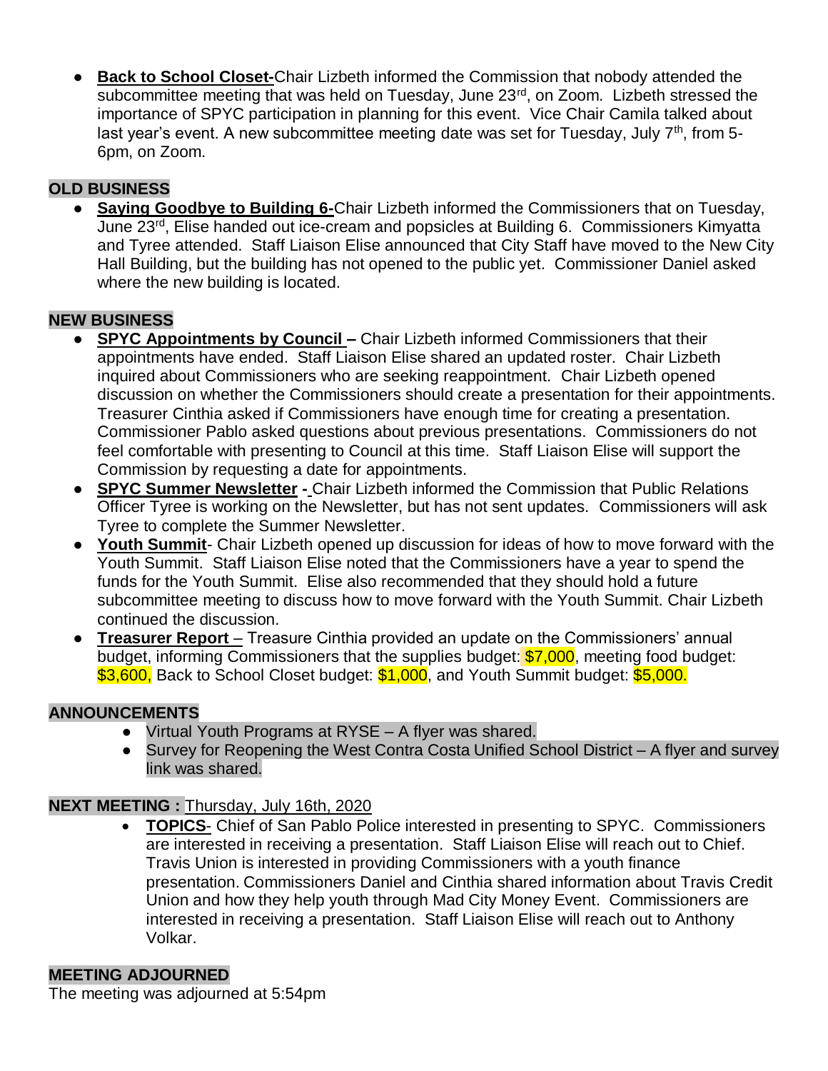- **Back to School Closet-**Chair Lizbeth informed the Commission that nobody attended the subcommittee meeting that was held on Tuesday, June 23rd, on Zoom. Lizbeth stressed the importance of SPYC participation in planning for this event. Vice Chair Camila talked about last year's event. A new subcommittee meeting date was set for Tuesday, July 7th, from 5-6pm, on Zoom.

## OLD BUSINESS

- **Saying Goodbye to Building 6-**Chair Lizbeth informed the Commissioners that on Tuesday, June 23rd, Elise handed out ice-cream and popsicles at Building 6. Commissioners Kimyatta and Tyree attended. Staff Liaison Elise announced that City Staff have moved to the New City Hall Building, but the building has not opened to the public yet. Commissioner Daniel asked where the new building is located.

## NEW BUSINESS

- **SPYC Appointments by Council –** Chair Lizbeth informed Commissioners that their appointments have ended. Staff Liaison Elise shared an updated roster. Chair Lizbeth inquired about Commissioners who are seeking reappointment. Chair Lizbeth opened discussion on whether the Commissioners should create a presentation for their appointments. Treasurer Cinthia asked if Commissioners have enough time for creating a presentation. Commissioner Pablo asked questions about previous presentations. Commissioners do not feel comfortable with presenting to Council at this time. Staff Liaison Elise will support the Commission by requesting a date for appointments.
- **SPYC Summer Newsletter -** Chair Lizbeth informed the Commission that Public Relations Officer Tyree is working on the Newsletter, but has not sent updates. Commissioners will ask Tyree to complete the Summer Newsletter.
- **Youth Summit**- Chair Lizbeth opened up discussion for ideas of how to move forward with the Youth Summit. Staff Liaison Elise noted that the Commissioners have a year to spend the funds for the Youth Summit. Elise also recommended that they should hold a future subcommittee meeting to discuss how to move forward with the Youth Summit. Chair Lizbeth continued the discussion.
- **Treasurer Report** – Treasure Cinthia provided an update on the Commissioners' annual budget, informing Commissioners that the supplies budget: $7,000, meeting food budget: $3,600, Back to School Closet budget: $1,000, and Youth Summit budget: $5,000.

## ANNOUNCEMENTS

- Virtual Youth Programs at RYSE – A flyer was shared.
- Survey for Reopening the West Contra Costa Unified School District – A flyer and survey link was shared.

## NEXT MEETING : Thursday, July 16th, 2020

- **TOPICS**- Chief of San Pablo Police interested in presenting to SPYC. Commissioners are interested in receiving a presentation. Staff Liaison Elise will reach out to Chief. Travis Union is interested in providing Commissioners with a youth finance presentation. Commissioners Daniel and Cinthia shared information about Travis Credit Union and how they help youth through Mad City Money Event. Commissioners are interested in receiving a presentation. Staff Liaison Elise will reach out to Anthony Volkar.

## MEETING ADJOURNED

The meeting was adjourned at 5:54pm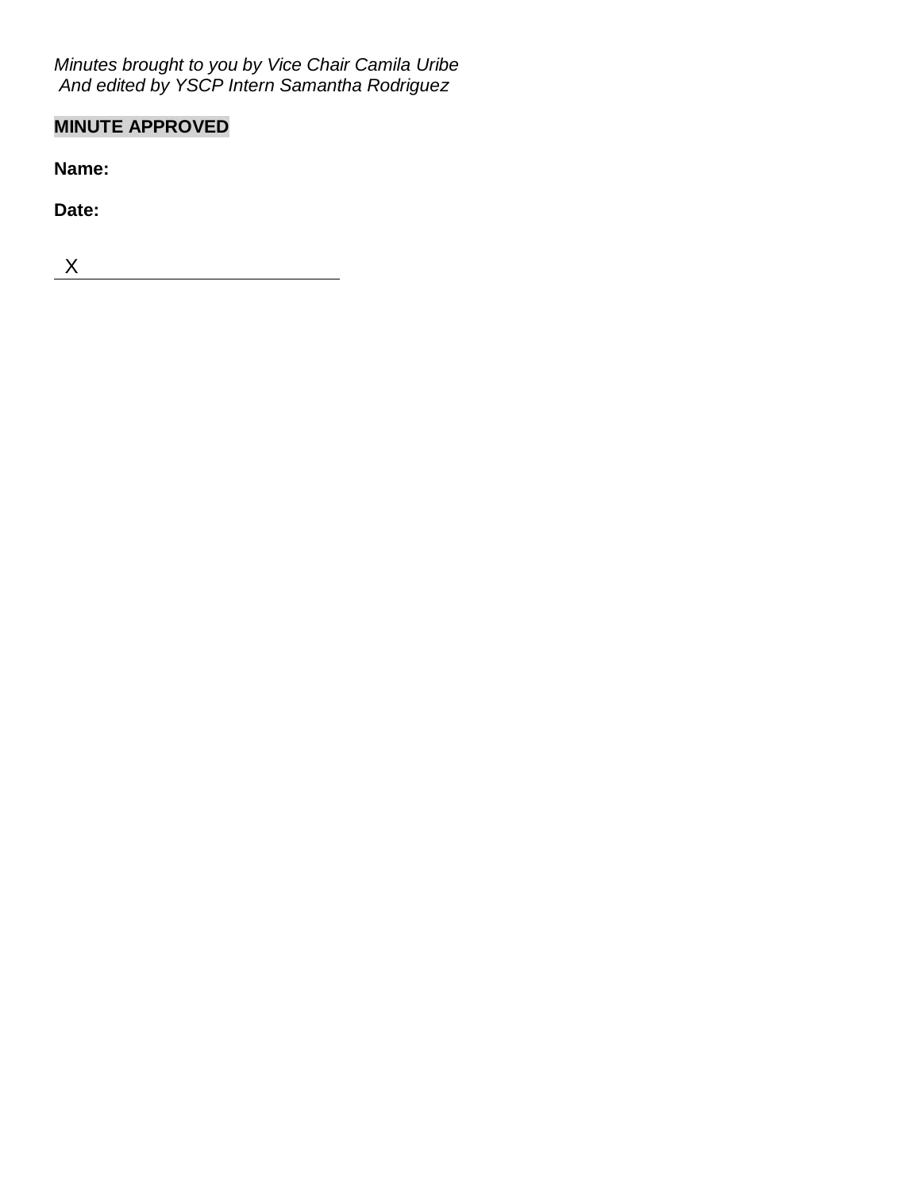*Minutes brought to you by Vice Chair Camila Uribe*
*And edited by YSCP Intern Samantha Rodriguez*

**MINUTE APPROVED**

**Name:**

**Date:**

X ______________________________